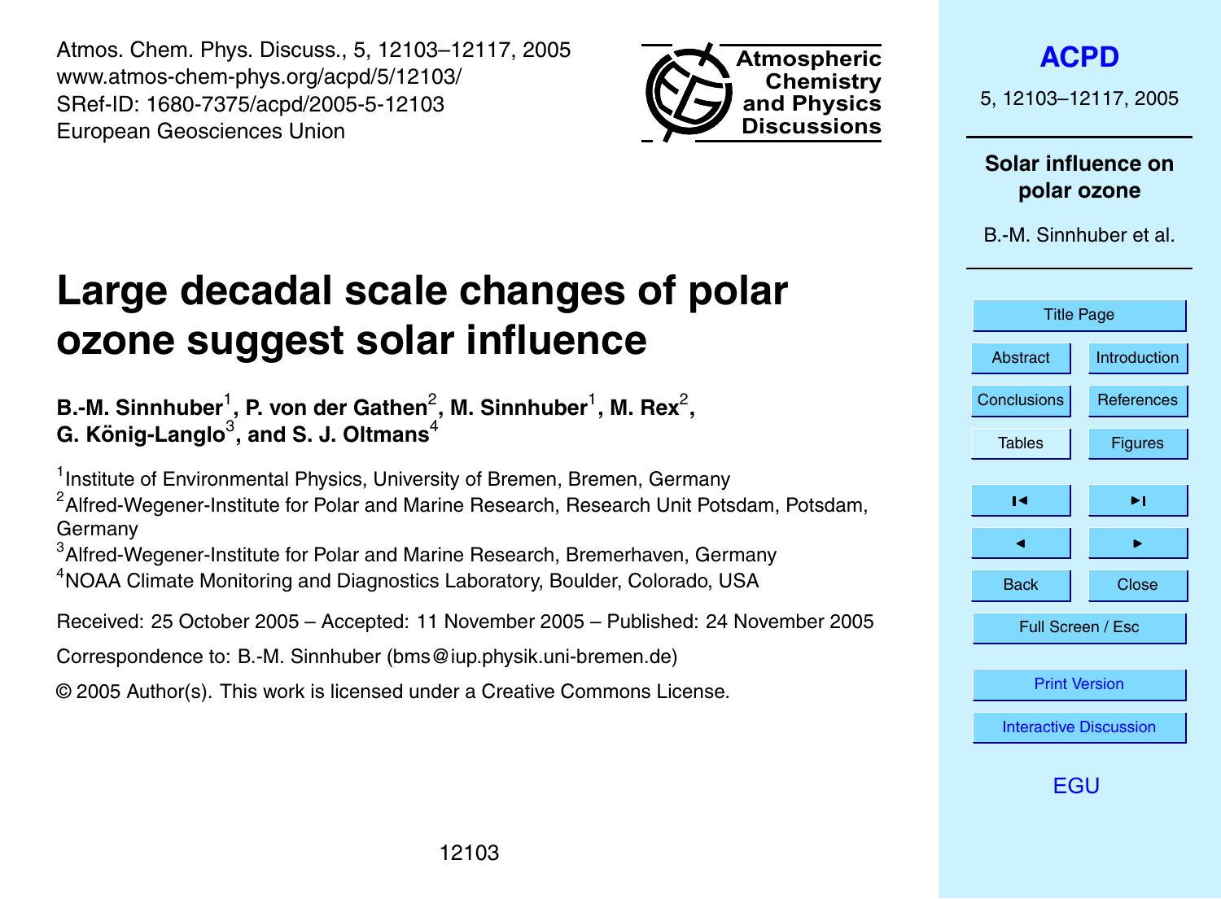Atmos. Chem. Phys. Discuss., 5, 12103–12117, 2005
www.atmos-chem-phys.org/acpd/5/12103/
SRef-ID: 1680-7375/acpd/2005-5-12103
European Geosciences Union

# Large decadal scale changes of polar ozone suggest solar influence

**B.-M. Sinnhuber[1], P. von der Gathen[2], M. Sinnhuber[1], M. Rex[2], G. König-Langlo[3], and S. J. Oltmans[4]**

[1]Institute of Environmental Physics, University of Bremen, Bremen, Germany
[2]Alfred-Wegener-Institute for Polar and Marine Research, Research Unit Potsdam, Potsdam, Germany
[3]Alfred-Wegener-Institute for Polar and Marine Research, Bremerhaven, Germany
[4]NOAA Climate Monitoring and Diagnostics Laboratory, Boulder, Colorado, USA

Received: 25 October 2005 – Accepted: 11 November 2005 – Published: 24 November 2005

Correspondence to: B.-M. Sinnhuber (bms@iup.physik.uni-bremen.de)

© 2005 Author(s). This work is licensed under a Creative Commons License.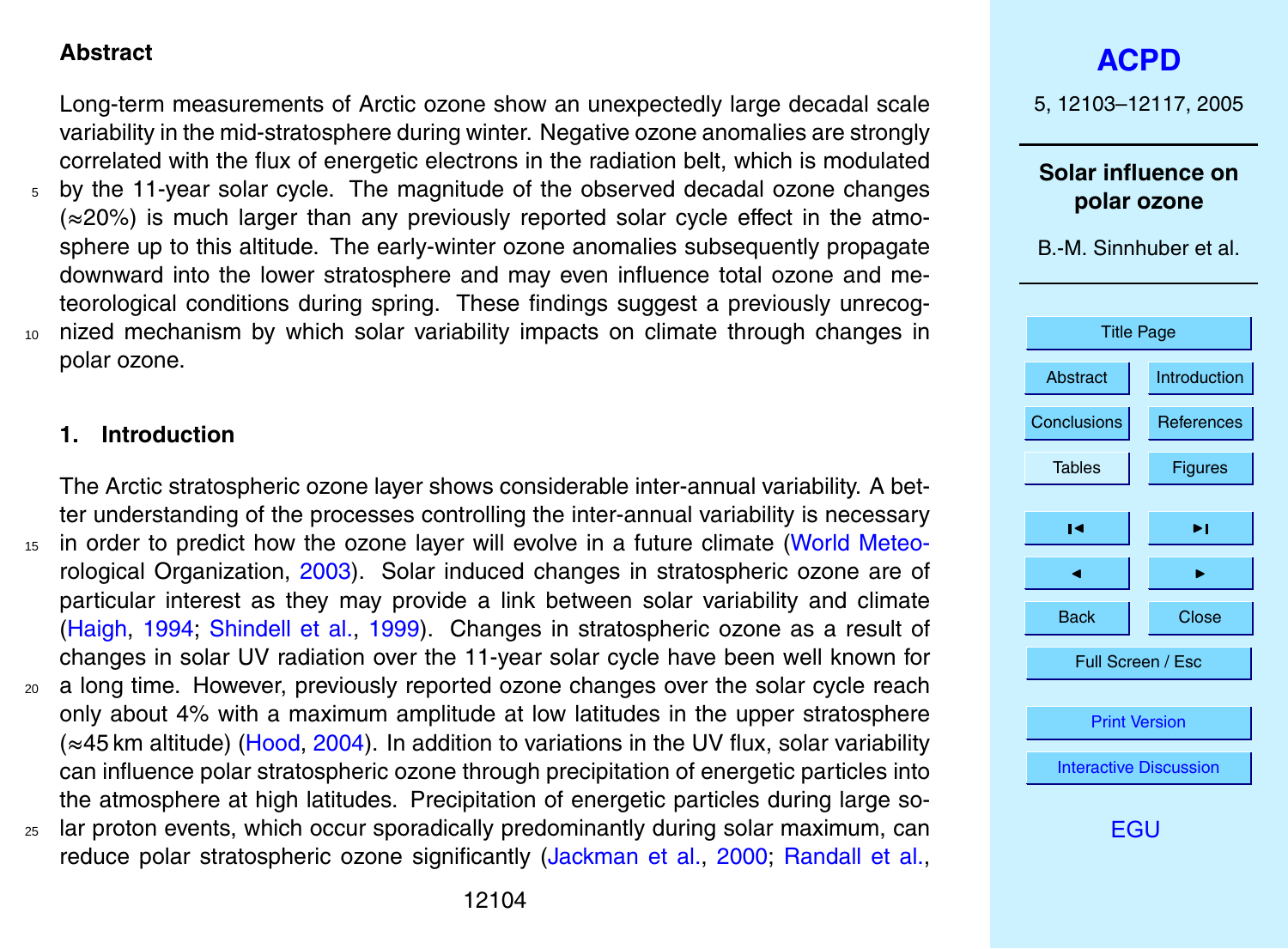## Abstract

Long-term measurements of Arctic ozone show an unexpectedly large decadal scale variability in the mid-stratosphere during winter. Negative ozone anomalies are strongly correlated with the flux of energetic electrons in the radiation belt, which is modulated by the 11-year solar cycle. The magnitude of the observed decadal ozone changes (≈20%) is much larger than any previously reported solar cycle effect in the atmosphere up to this altitude. The early-winter ozone anomalies subsequently propagate downward into the lower stratosphere and may even influence total ozone and meteorological conditions during spring. These findings suggest a previously unrecognized mechanism by which solar variability impacts on climate through changes in polar ozone.

## 1. Introduction

The Arctic stratospheric ozone layer shows considerable inter-annual variability. A better understanding of the processes controlling the inter-annual variability is necessary in order to predict how the ozone layer will evolve in a future climate (World Meteorological Organization, 2003). Solar induced changes in stratospheric ozone are of particular interest as they may provide a link between solar variability and climate (Haigh, 1994; Shindell et al., 1999). Changes in stratospheric ozone as a result of changes in solar UV radiation over the 11-year solar cycle have been well known for a long time. However, previously reported ozone changes over the solar cycle reach only about 4% with a maximum amplitude at low latitudes in the upper stratosphere (≈45 km altitude) (Hood, 2004). In addition to variations in the UV flux, solar variability can influence polar stratospheric ozone through precipitation of energetic particles into the atmosphere at high latitudes. Precipitation of energetic particles during large solar proton events, which occur sporadically predominantly during solar maximum, can reduce polar stratospheric ozone significantly (Jackman et al., 2000; Randall et al.,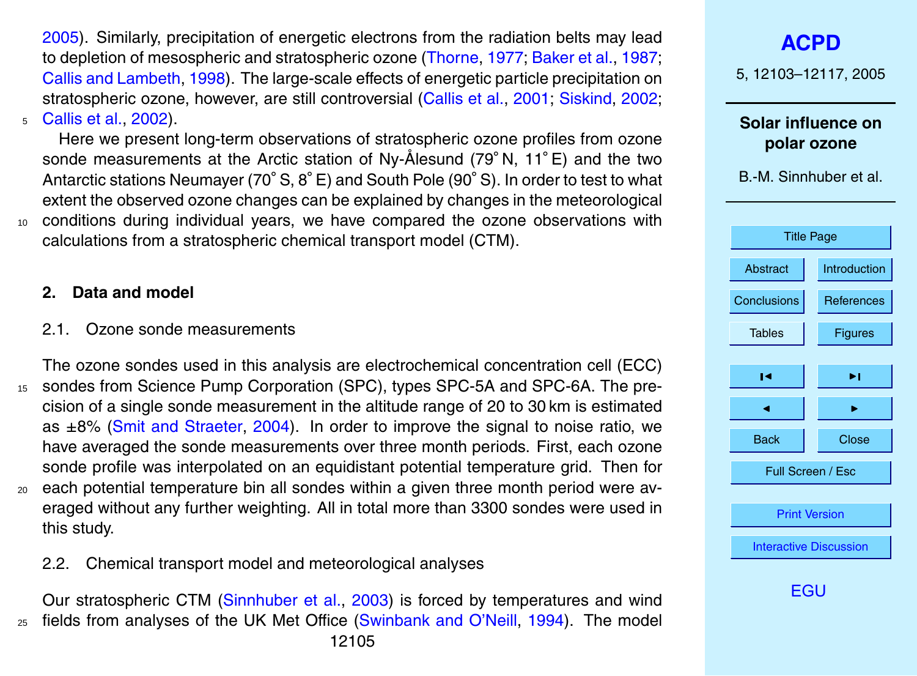2005). Similarly, precipitation of energetic electrons from the radiation belts may lead to depletion of mesospheric and stratospheric ozone (Thorne, 1977; Baker et al., 1987; Callis and Lambeth, 1998). The large-scale effects of energetic particle precipitation on stratospheric ozone, however, are still controversial (Callis et al., 2001; Siskind, 2002; Callis et al., 2002).

Here we present long-term observations of stratospheric ozone profiles from ozone sonde measurements at the Arctic station of Ny-Ålesund (79° N, 11° E) and the two Antarctic stations Neumayer (70° S, 8° E) and South Pole (90° S). In order to test to what extent the observed ozone changes can be explained by changes in the meteorological conditions during individual years, we have compared the ozone observations with calculations from a stratospheric chemical transport model (CTM).

## 2. Data and model

### 2.1. Ozone sonde measurements

The ozone sondes used in this analysis are electrochemical concentration cell (ECC) sondes from Science Pump Corporation (SPC), types SPC-5A and SPC-6A. The precision of a single sonde measurement in the altitude range of 20 to 30 km is estimated as ±8% (Smit and Straeter, 2004). In order to improve the signal to noise ratio, we have averaged the sonde measurements over three month periods. First, each ozone sonde profile was interpolated on an equidistant potential temperature grid. Then for each potential temperature bin all sondes within a given three month period were averaged without any further weighting. All in total more than 3300 sondes were used in this study.

### 2.2. Chemical transport model and meteorological analyses

Our stratospheric CTM (Sinnhuber et al., 2003) is forced by temperatures and wind fields from analyses of the UK Met Office (Swinbank and O'Neill, 1994). The model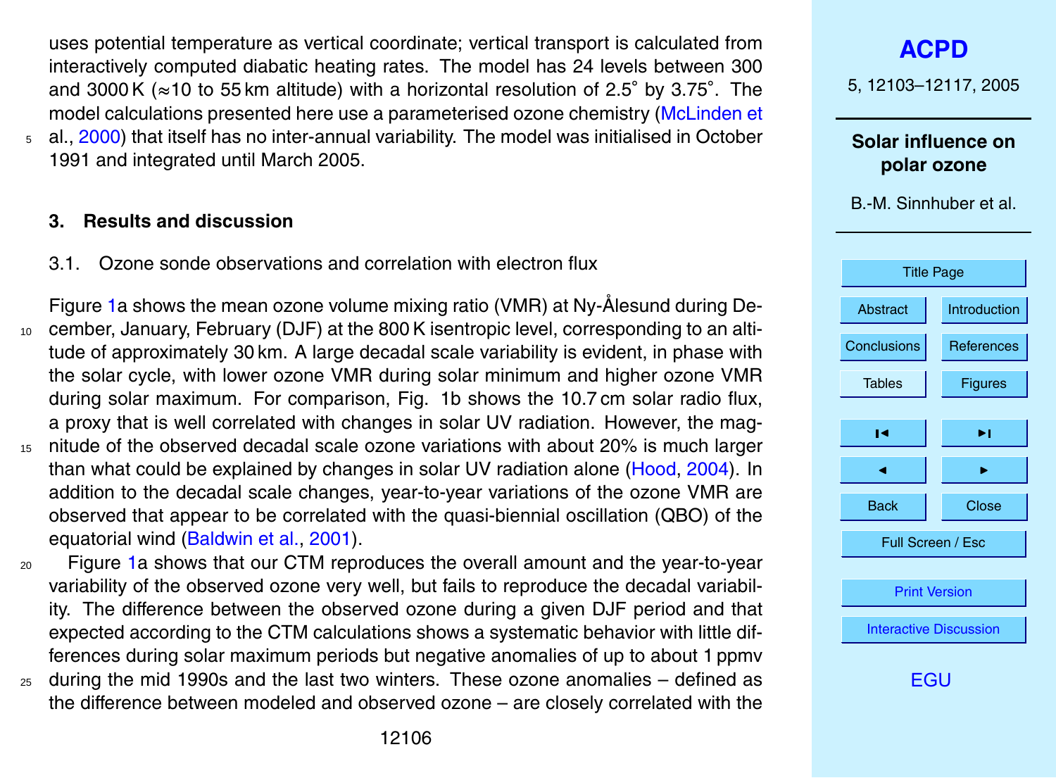uses potential temperature as vertical coordinate; vertical transport is calculated from interactively computed diabatic heating rates. The model has 24 levels between 300 and 3000 K (≈10 to 55 km altitude) with a horizontal resolution of 2.5° by 3.75°. The model calculations presented here use a parameterised ozone chemistry (McLinden et al., 2000) that itself has no inter-annual variability. The model was initialised in October 1991 and integrated until March 2005.

## 3. Results and discussion

### 3.1. Ozone sonde observations and correlation with electron flux

Figure 1a shows the mean ozone volume mixing ratio (VMR) at Ny-Ålesund during December, January, February (DJF) at the 800 K isentropic level, corresponding to an altitude of approximately 30 km. A large decadal scale variability is evident, in phase with the solar cycle, with lower ozone VMR during solar minimum and higher ozone VMR during solar maximum. For comparison, Fig. 1b shows the 10.7 cm solar radio flux, a proxy that is well correlated with changes in solar UV radiation. However, the magnitude of the observed decadal scale ozone variations with about 20% is much larger than what could be explained by changes in solar UV radiation alone (Hood, 2004). In addition to the decadal scale changes, year-to-year variations of the ozone VMR are observed that appear to be correlated with the quasi-biennial oscillation (QBO) of the equatorial wind (Baldwin et al., 2001).

Figure 1a shows that our CTM reproduces the overall amount and the year-to-year variability of the observed ozone very well, but fails to reproduce the decadal variability. The difference between the observed ozone during a given DJF period and that expected according to the CTM calculations shows a systematic behavior with little differences during solar maximum periods but negative anomalies of up to about 1 ppmv during the mid 1990s and the last two winters. These ozone anomalies – defined as the difference between modeled and observed ozone – are closely correlated with the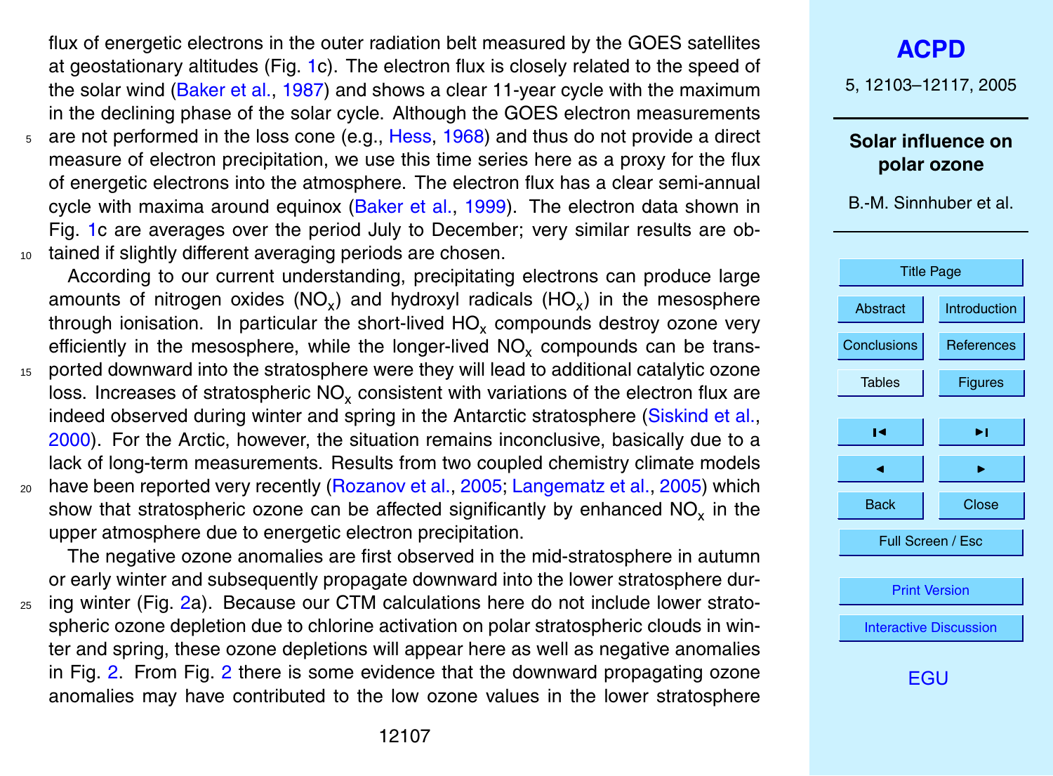flux of energetic electrons in the outer radiation belt measured by the GOES satellites at geostationary altitudes (Fig. 1c). The electron flux is closely related to the speed of the solar wind (Baker et al., 1987) and shows a clear 11-year cycle with the maximum in the declining phase of the solar cycle. Although the GOES electron measurements are not performed in the loss cone (e.g., Hess, 1968) and thus do not provide a direct measure of electron precipitation, we use this time series here as a proxy for the flux of energetic electrons into the atmosphere. The electron flux has a clear semi-annual cycle with maxima around equinox (Baker et al., 1999). The electron data shown in Fig. 1c are averages over the period July to December; very similar results are obtained if slightly different averaging periods are chosen.

According to our current understanding, precipitating electrons can produce large amounts of nitrogen oxides ($NO_x$) and hydroxyl radicals ($HO_x$) in the mesosphere through ionisation. In particular the short-lived $HO_x$ compounds destroy ozone very efficiently in the mesosphere, while the longer-lived $NO_x$ compounds can be transported downward into the stratosphere were they will lead to additional catalytic ozone loss. Increases of stratospheric $NO_x$ consistent with variations of the electron flux are indeed observed during winter and spring in the Antarctic stratosphere (Siskind et al., 2000). For the Arctic, however, the situation remains inconclusive, basically due to a lack of long-term measurements. Results from two coupled chemistry climate models have been reported very recently (Rozanov et al., 2005; Langematz et al., 2005) which show that stratospheric ozone can be affected significantly by enhanced $NO_x$ in the upper atmosphere due to energetic electron precipitation.

The negative ozone anomalies are first observed in the mid-stratosphere in autumn or early winter and subsequently propagate downward into the lower stratosphere during winter (Fig. 2a). Because our CTM calculations here do not include lower stratospheric ozone depletion due to chlorine activation on polar stratospheric clouds in winter and spring, these ozone depletions will appear here as well as negative anomalies in Fig. 2. From Fig. 2 there is some evidence that the downward propagating ozone anomalies may have contributed to the low ozone values in the lower stratosphere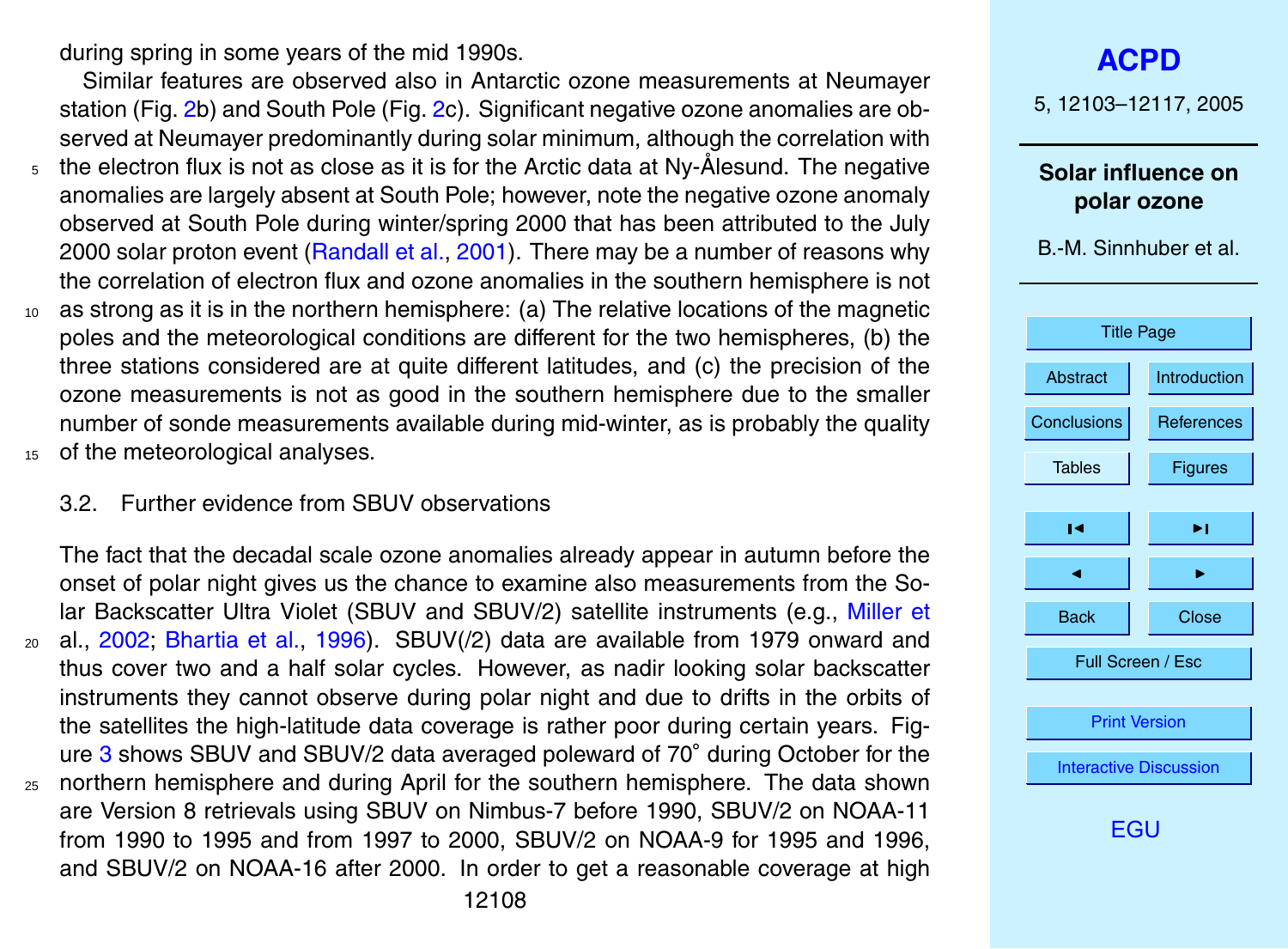during spring in some years of the mid 1990s.

Similar features are observed also in Antarctic ozone measurements at Neumayer station (Fig. 2b) and South Pole (Fig. 2c). Significant negative ozone anomalies are observed at Neumayer predominantly during solar minimum, although the correlation with the electron flux is not as close as it is for the Arctic data at Ny-Ålesund. The negative anomalies are largely absent at South Pole; however, note the negative ozone anomaly observed at South Pole during winter/spring 2000 that has been attributed to the July 2000 solar proton event (Randall et al., 2001). There may be a number of reasons why the correlation of electron flux and ozone anomalies in the southern hemisphere is not as strong as it is in the northern hemisphere: (a) The relative locations of the magnetic poles and the meteorological conditions are different for the two hemispheres, (b) the three stations considered are at quite different latitudes, and (c) the precision of the ozone measurements is not as good in the southern hemisphere due to the smaller number of sonde measurements available during mid-winter, as is probably the quality of the meteorological analyses.

### 3.2. Further evidence from SBUV observations

The fact that the decadal scale ozone anomalies already appear in autumn before the onset of polar night gives us the chance to examine also measurements from the Solar Backscatter Ultra Violet (SBUV and SBUV/2) satellite instruments (e.g., Miller et al., 2002; Bhartia et al., 1996). SBUV(/2) data are available from 1979 onward and thus cover two and a half solar cycles. However, as nadir looking solar backscatter instruments they cannot observe during polar night and due to drifts in the orbits of the satellites the high-latitude data coverage is rather poor during certain years. Figure 3 shows SBUV and SBUV/2 data averaged poleward of 70° during October for the northern hemisphere and during April for the southern hemisphere. The data shown are Version 8 retrievals using SBUV on Nimbus-7 before 1990, SBUV/2 on NOAA-11 from 1990 to 1995 and from 1997 to 2000, SBUV/2 on NOAA-9 for 1995 and 1996, and SBUV/2 on NOAA-16 after 2000. In order to get a reasonable coverage at high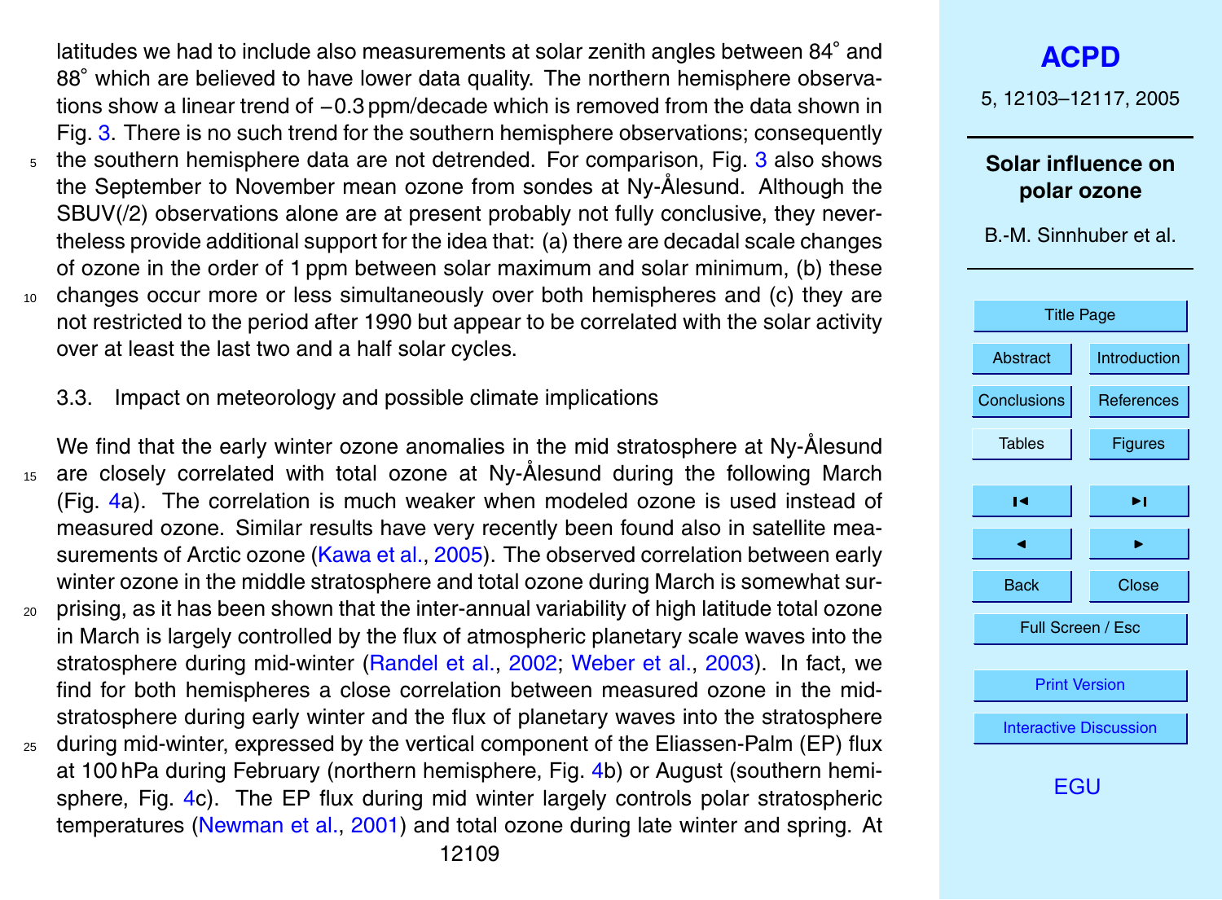latitudes we had to include also measurements at solar zenith angles between 84° and 88° which are believed to have lower data quality. The northern hemisphere observations show a linear trend of −0.3 ppm/decade which is removed from the data shown in Fig. 3. There is no such trend for the southern hemisphere observations; consequently the southern hemisphere data are not detrended. For comparison, Fig. 3 also shows the September to November mean ozone from sondes at Ny-Ålesund. Although the SBUV(/2) observations alone are at present probably not fully conclusive, they nevertheless provide additional support for the idea that: (a) there are decadal scale changes of ozone in the order of 1 ppm between solar maximum and solar minimum, (b) these changes occur more or less simultaneously over both hemispheres and (c) they are not restricted to the period after 1990 but appear to be correlated with the solar activity over at least the last two and a half solar cycles.

### 3.3. Impact on meteorology and possible climate implications

We find that the early winter ozone anomalies in the mid stratosphere at Ny-Ålesund are closely correlated with total ozone at Ny-Ålesund during the following March (Fig. 4a). The correlation is much weaker when modeled ozone is used instead of measured ozone. Similar results have very recently been found also in satellite measurements of Arctic ozone (Kawa et al., 2005). The observed correlation between early winter ozone in the middle stratosphere and total ozone during March is somewhat surprising, as it has been shown that the inter-annual variability of high latitude total ozone in March is largely controlled by the flux of atmospheric planetary scale waves into the stratosphere during mid-winter (Randel et al., 2002; Weber et al., 2003). In fact, we find for both hemispheres a close correlation between measured ozone in the mid-stratosphere during early winter and the flux of planetary waves into the stratosphere during mid-winter, expressed by the vertical component of the Eliassen-Palm (EP) flux at 100 hPa during February (northern hemisphere, Fig. 4b) or August (southern hemisphere, Fig. 4c). The EP flux during mid winter largely controls polar stratospheric temperatures (Newman et al., 2001) and total ozone during late winter and spring. At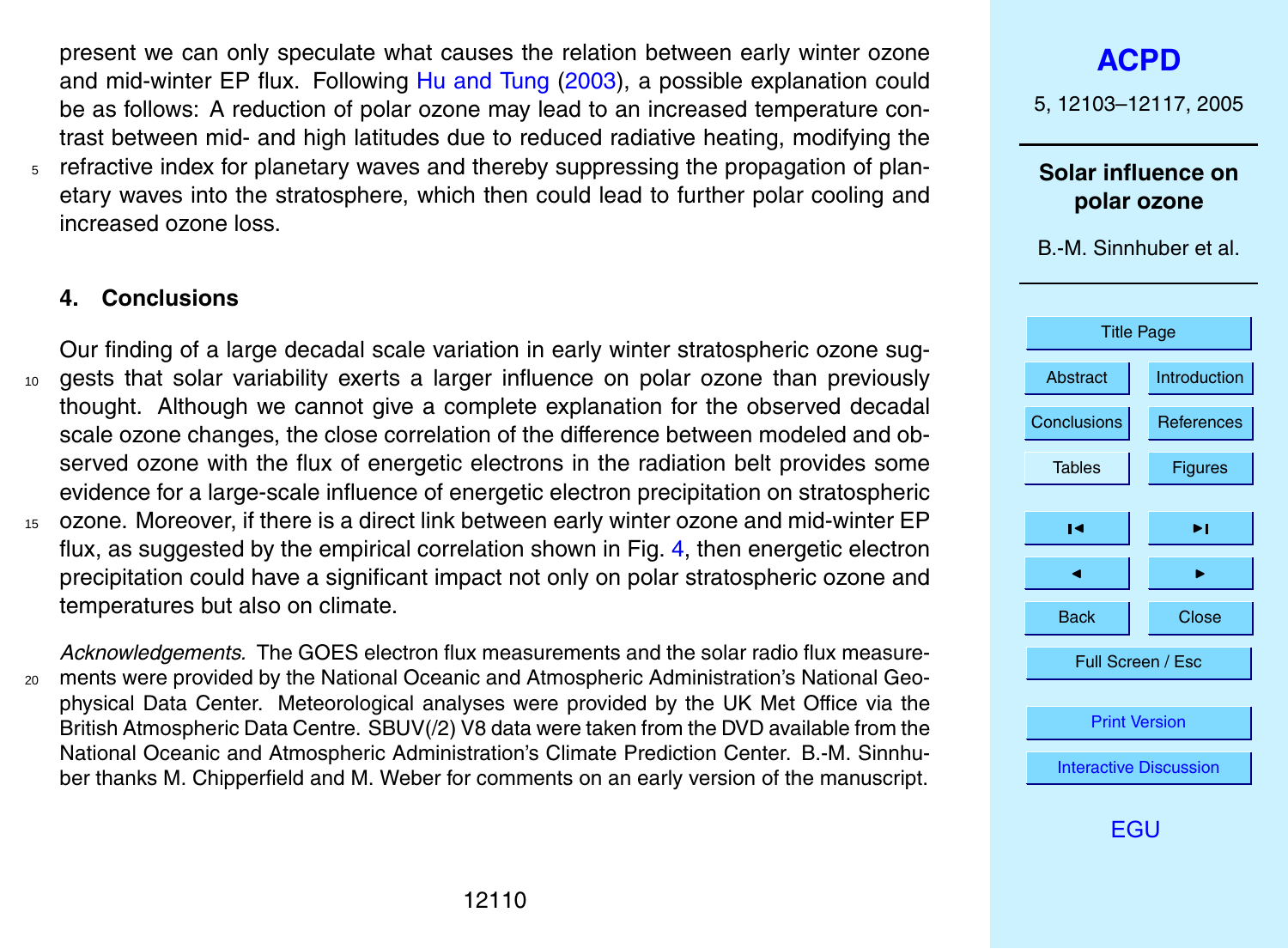present we can only speculate what causes the relation between early winter ozone and mid-winter EP flux. Following Hu and Tung (2003), a possible explanation could be as follows: A reduction of polar ozone may lead to an increased temperature contrast between mid- and high latitudes due to reduced radiative heating, modifying the refractive index for planetary waves and thereby suppressing the propagation of planetary waves into the stratosphere, which then could lead to further polar cooling and increased ozone loss.

## 4. Conclusions

Our finding of a large decadal scale variation in early winter stratospheric ozone suggests that solar variability exerts a larger influence on polar ozone than previously thought. Although we cannot give a complete explanation for the observed decadal scale ozone changes, the close correlation of the difference between modeled and observed ozone with the flux of energetic electrons in the radiation belt provides some evidence for a large-scale influence of energetic electron precipitation on stratospheric ozone. Moreover, if there is a direct link between early winter ozone and mid-winter EP flux, as suggested by the empirical correlation shown in Fig. 4, then energetic electron precipitation could have a significant impact not only on polar stratospheric ozone and temperatures but also on climate.

*Acknowledgements.* The GOES electron flux measurements and the solar radio flux measurements were provided by the National Oceanic and Atmospheric Administration's National Geophysical Data Center. Meteorological analyses were provided by the UK Met Office via the British Atmospheric Data Centre. SBUV(/2) V8 data were taken from the DVD available from the National Oceanic and Atmospheric Administration's Climate Prediction Center. B.-M. Sinnhuber thanks M. Chipperfield and M. Weber for comments on an early version of the manuscript.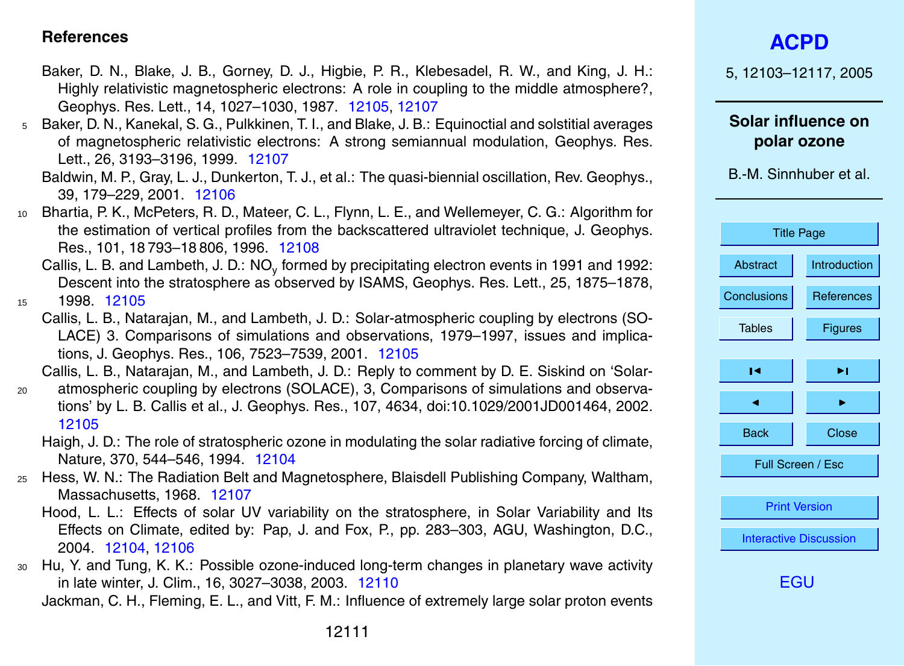## References

Baker, D. N., Blake, J. B., Gorney, D. J., Higbie, P. R., Klebesadel, R. W., and King, J. H.: Highly relativistic magnetospheric electrons: A role in coupling to the middle atmosphere?, Geophys. Res. Lett., 14, 1027–1030, 1987. 12105, 12107

Baker, D. N., Kanekal, S. G., Pulkkinen, T. I., and Blake, J. B.: Equinoctial and solstitial averages of magnetospheric relativistic electrons: A strong semiannual modulation, Geophys. Res. Lett., 26, 3193–3196, 1999. 12107

Baldwin, M. P., Gray, L. J., Dunkerton, T. J., et al.: The quasi-biennial oscillation, Rev. Geophys., 39, 179–229, 2001. 12106

Bhartia, P. K., McPeters, R. D., Mateer, C. L., Flynn, L. E., and Wellemeyer, C. G.: Algorithm for the estimation of vertical profiles from the backscattered ultraviolet technique, J. Geophys. Res., 101, 18 793–18 806, 1996. 12108

Callis, L. B. and Lambeth, J. D.: $NO_y$ formed by precipitating electron events in 1991 and 1992: Descent into the stratosphere as observed by ISAMS, Geophys. Res. Lett., 25, 1875–1878, 1998. 12105

Callis, L. B., Natarajan, M., and Lambeth, J. D.: Solar-atmospheric coupling by electrons (SOLACE) 3. Comparisons of simulations and observations, 1979–1997, issues and implications, J. Geophys. Res., 106, 7523–7539, 2001. 12105

Callis, L. B., Natarajan, M., and Lambeth, J. D.: Reply to comment by D. E. Siskind on 'Solar-atmospheric coupling by electrons (SOLACE), 3, Comparisons of simulations and observations' by L. B. Callis et al., J. Geophys. Res., 107, 4634, doi:10.1029/2001JD001464, 2002. 12105

Haigh, J. D.: The role of stratospheric ozone in modulating the solar radiative forcing of climate, Nature, 370, 544–546, 1994. 12104

Hess, W. N.: The Radiation Belt and Magnetosphere, Blaisdell Publishing Company, Waltham, Massachusetts, 1968. 12107

Hood, L. L.: Effects of solar UV variability on the stratosphere, in Solar Variability and Its Effects on Climate, edited by: Pap, J. and Fox, P., pp. 283–303, AGU, Washington, D.C., 2004. 12104, 12106

Hu, Y. and Tung, K. K.: Possible ozone-induced long-term changes in planetary wave activity in late winter, J. Clim., 16, 3027–3038, 2003. 12110

Jackman, C. H., Fleming, E. L., and Vitt, F. M.: Influence of extremely large solar proton events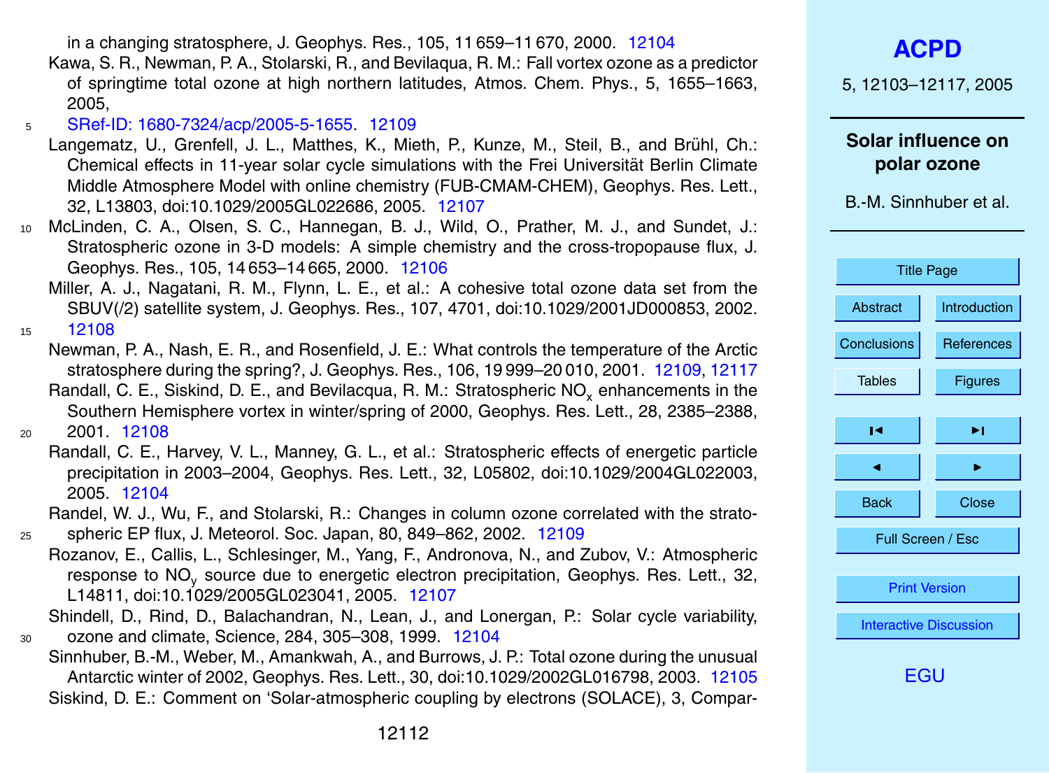in a changing stratosphere, J. Geophys. Res., 105, 11 659–11 670, 2000. 12104

Kawa, S. R., Newman, P. A., Stolarski, R., and Bevilaqua, R. M.: Fall vortex ozone as a predictor of springtime total ozone at high northern latitudes, Atmos. Chem. Phys., 5, 1655–1663, 2005, SRef-ID: 1680-7324/acp/2005-5-1655. 12109

Langematz, U., Grenfell, J. L., Matthes, K., Mieth, P., Kunze, M., Steil, B., and Brühl, Ch.: Chemical effects in 11-year solar cycle simulations with the Frei Universität Berlin Climate Middle Atmosphere Model with online chemistry (FUB-CMAM-CHEM), Geophys. Res. Lett., 32, L13803, doi:10.1029/2005GL022686, 2005. 12107

McLinden, C. A., Olsen, S. C., Hannegan, B. J., Wild, O., Prather, M. J., and Sundet, J.: Stratospheric ozone in 3-D models: A simple chemistry and the cross-tropopause flux, J. Geophys. Res., 105, 14 653–14 665, 2000. 12106

Miller, A. J., Nagatani, R. M., Flynn, L. E., et al.: A cohesive total ozone data set from the SBUV(/2) satellite system, J. Geophys. Res., 107, 4701, doi:10.1029/2001JD000853, 2002. 12108

Newman, P. A., Nash, E. R., and Rosenfield, J. E.: What controls the temperature of the Arctic stratosphere during the spring?, J. Geophys. Res., 106, 19 999–20 010, 2001. 12109, 12117

Randall, C. E., Siskind, D. E., and Bevilacqua, R. M.: Stratospheric $NO_x$ enhancements in the Southern Hemisphere vortex in winter/spring of 2000, Geophys. Res. Lett., 28, 2385–2388, 2001. 12108

Randall, C. E., Harvey, V. L., Manney, G. L., et al.: Stratospheric effects of energetic particle precipitation in 2003–2004, Geophys. Res. Lett., 32, L05802, doi:10.1029/2004GL022003, 2005. 12104

Randel, W. J., Wu, F., and Stolarski, R.: Changes in column ozone correlated with the stratospheric EP flux, J. Meteorol. Soc. Japan, 80, 849–862, 2002. 12109

Rozanov, E., Callis, L., Schlesinger, M., Yang, F., Andronova, N., and Zubov, V.: Atmospheric response to $NO_y$ source due to energetic electron precipitation, Geophys. Res. Lett., 32, L14811, doi:10.1029/2005GL023041, 2005. 12107

Shindell, D., Rind, D., Balachandran, N., Lean, J., and Lonergan, P.: Solar cycle variability, ozone and climate, Science, 284, 305–308, 1999. 12104

Sinnhuber, B.-M., Weber, M., Amankwah, A., and Burrows, J. P.: Total ozone during the unusual Antarctic winter of 2002, Geophys. Res. Lett., 30, doi:10.1029/2002GL016798, 2003. 12105

Siskind, D. E.: Comment on 'Solar-atmospheric coupling by electrons (SOLACE), 3, Compar-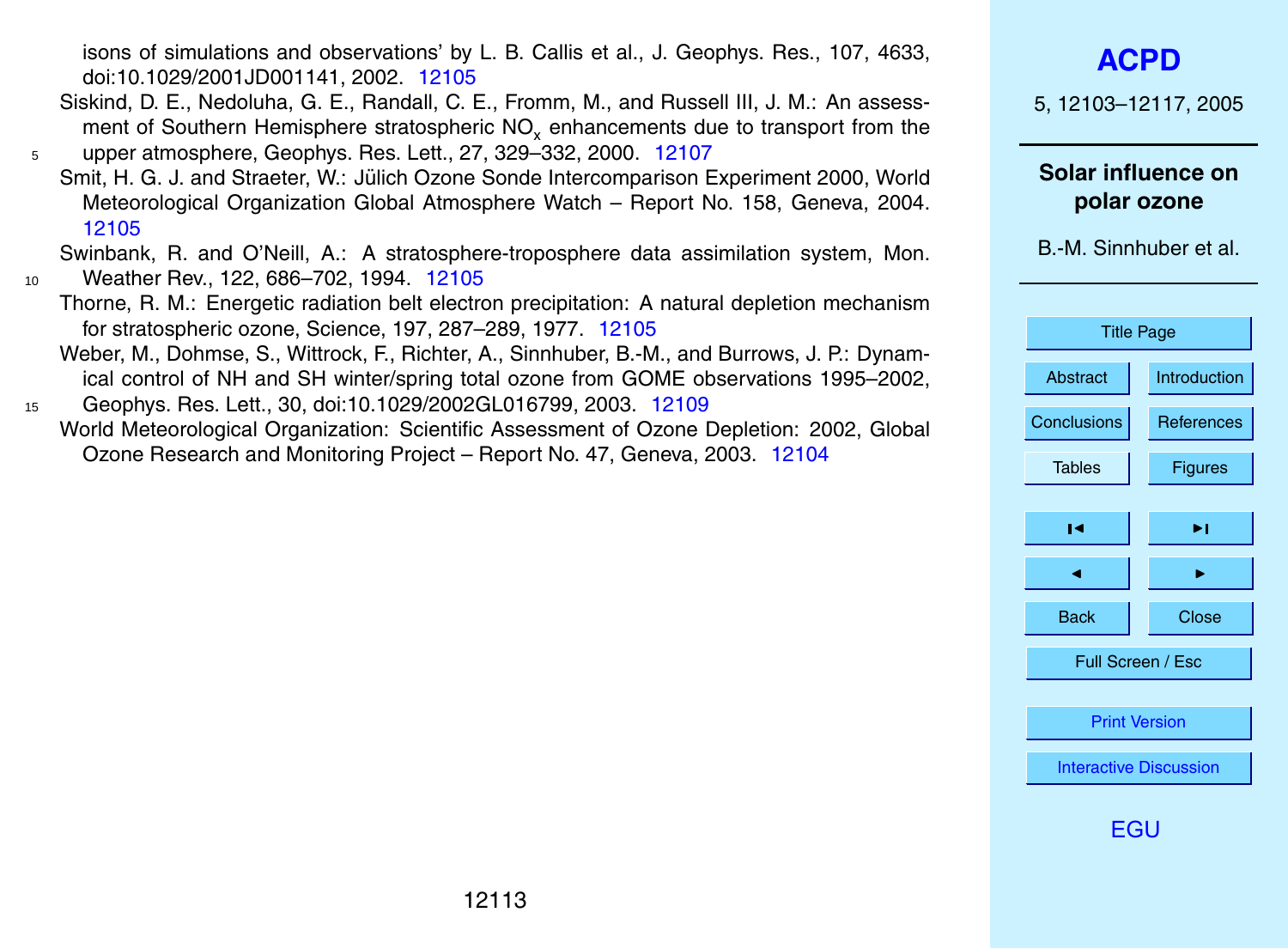isons of simulations and observations' by L. B. Callis et al., J. Geophys. Res., 107, 4633, doi:10.1029/2001JD001141, 2002. 12105

Siskind, D. E., Nedoluha, G. E., Randall, C. E., Fromm, M., and Russell III, J. M.: An assessment of Southern Hemisphere stratospheric $NO_x$ enhancements due to transport from the upper atmosphere, Geophys. Res. Lett., 27, 329–332, 2000. 12107

Smit, H. G. J. and Straeter, W.: Jülich Ozone Sonde Intercomparison Experiment 2000, World Meteorological Organization Global Atmosphere Watch – Report No. 158, Geneva, 2004. 12105

Swinbank, R. and O'Neill, A.: A stratosphere-troposphere data assimilation system, Mon. Weather Rev., 122, 686–702, 1994. 12105

Thorne, R. M.: Energetic radiation belt electron precipitation: A natural depletion mechanism for stratospheric ozone, Science, 197, 287–289, 1977. 12105

Weber, M., Dohmse, S., Wittrock, F., Richter, A., Sinnhuber, B.-M., and Burrows, J. P.: Dynamical control of NH and SH winter/spring total ozone from GOME observations 1995–2002, Geophys. Res. Lett., 30, doi:10.1029/2002GL016799, 2003. 12109

World Meteorological Organization: Scientific Assessment of Ozone Depletion: 2002, Global Ozone Research and Monitoring Project – Report No. 47, Geneva, 2003. 12104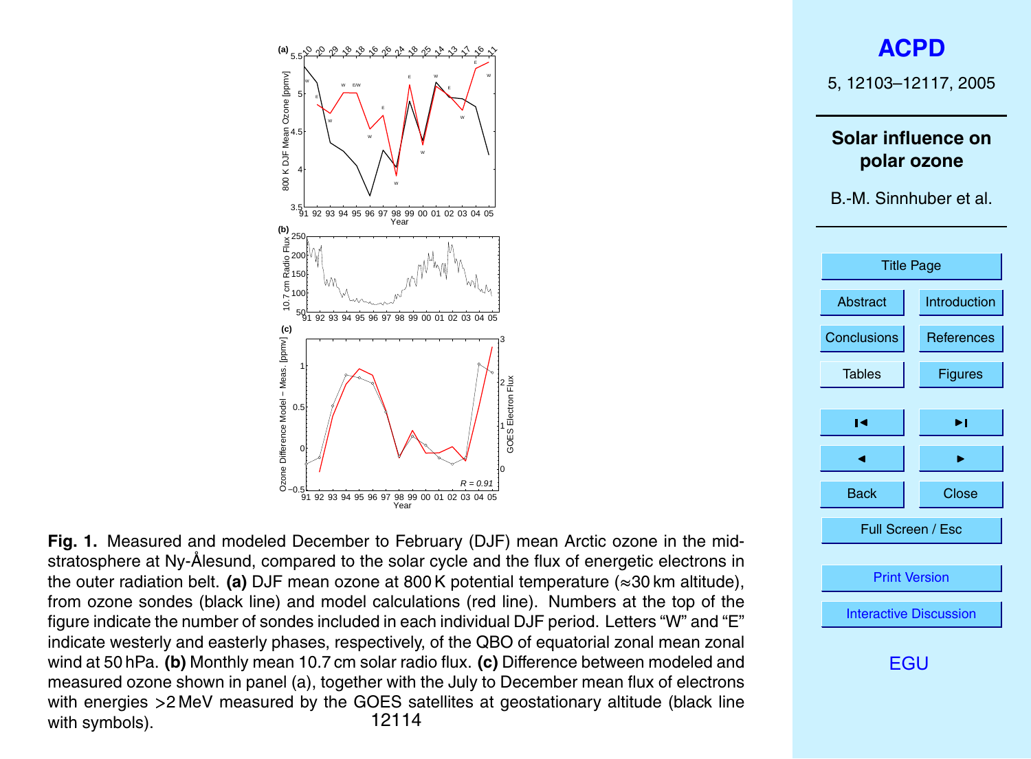**Fig. 1.** Measured and modeled December to February (DJF) mean Arctic ozone in the mid-stratosphere at Ny-Ålesund, compared to the solar cycle and the flux of energetic electrons in the outer radiation belt. **(a)** DJF mean ozone at 800 K potential temperature (≈30 km altitude), from ozone sondes (black line) and model calculations (red line). Numbers at the top of the figure indicate the number of sondes included in each individual DJF period. Letters "W" and "E" indicate westerly and easterly phases, respectively, of the QBO of equatorial zonal mean zonal wind at 50 hPa. **(b)** Monthly mean 10.7 cm solar radio flux. **(c)** Difference between modeled and measured ozone shown in panel (a), together with the July to December mean flux of electrons with energies >2 MeV measured by the GOES satellites at geostationary altitude (black line with symbols).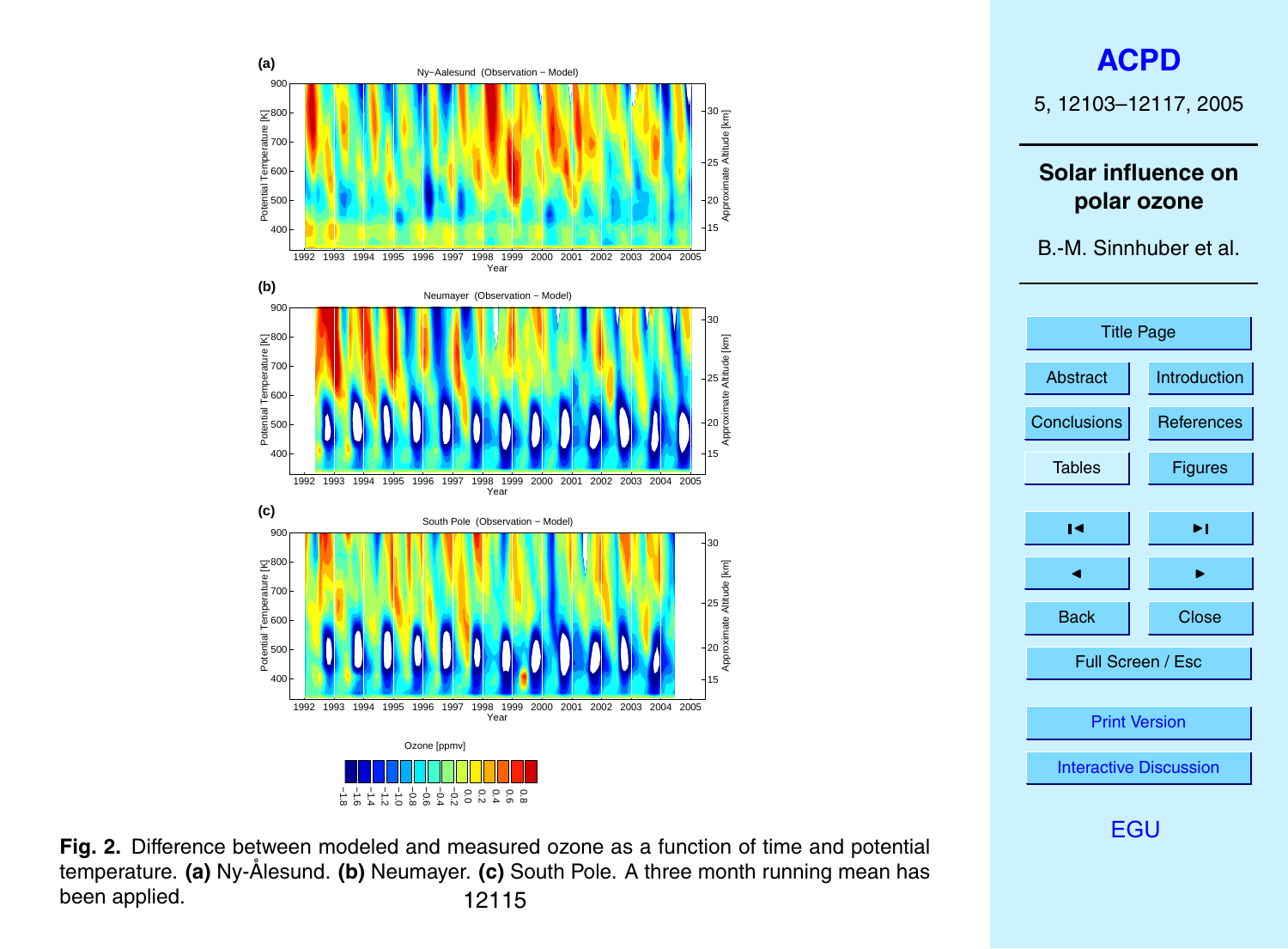**Fig. 2.** Difference between modeled and measured ozone as a function of time and potential temperature. **(a)** Ny-Ålesund. **(b)** Neumayer. **(c)** South Pole. A three month running mean has been applied.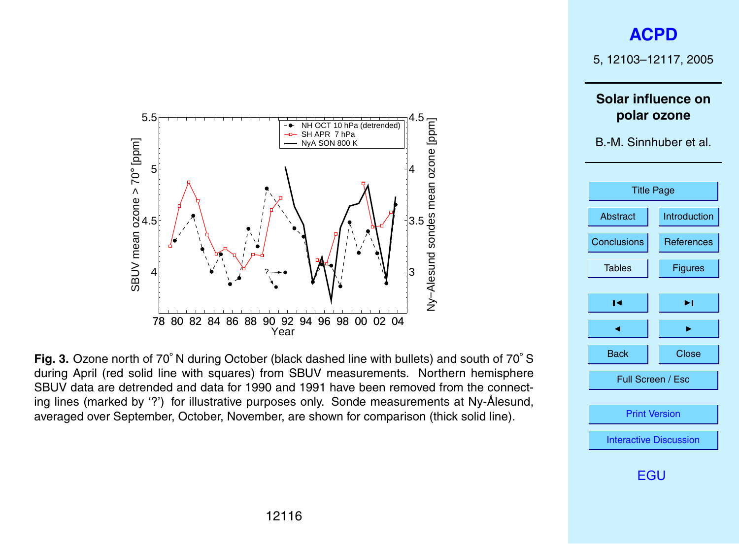**Fig. 3.** Ozone north of 70° N during October (black dashed line with bullets) and south of 70° S during April (red solid line with squares) from SBUV measurements. Northern hemisphere SBUV data are detrended and data for 1990 and 1991 have been removed from the connecting lines (marked by '?') for illustrative purposes only. Sonde measurements at Ny-Ålesund, averaged over September, October, November, are shown for comparison (thick solid line).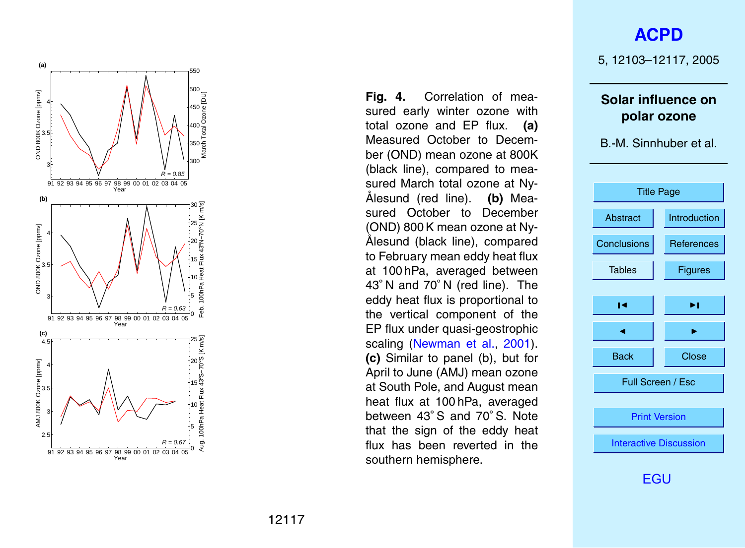(a)

OND 800K Ozone [ppmv]

March Total Ozone [DU]

550 500 450 400 350 300

4 3.5 3

R = 0.85

91 92 93 94 95 96 97 98 99 00 01 02 03 04 05

Year

(b)

OND 800K Ozone [ppmv]

Feb. 100hPa Heat Flux 43°N–70°N [K m/s]

30 25 20 15 10 5 0

4 3.5 3

R = 0.63

91 92 93 94 95 96 97 98 99 00 01 02 03 04 05

Year

(c)

AMJ 800K Ozone [ppmv]

Aug. 100hPa Heat Flux 43°S–70°S [K m/s]

4.5 4 3.5 3 2.5

25 20 15 10 5 0

R = 0.67

91 92 93 94 95 96 97 98 99 00 01 02 03 04 05

Year

**Fig. 4.** Correlation of measured early winter ozone with total ozone and EP flux. **(a)** Measured October to December (OND) mean ozone at 800K (black line), compared to measured March total ozone at Ny-Ålesund (red line). **(b)** Measured October to December (OND) 800 K mean ozone at Ny-Ålesund (black line), compared to February mean eddy heat flux at 100 hPa, averaged between 43° N and 70° N (red line). The eddy heat flux is proportional to the vertical component of the EP flux under quasi-geostrophic scaling (Newman et al., 2001). **(c)** Similar to panel (b), but for April to June (AMJ) mean ozone at South Pole, and August mean heat flux at 100 hPa, averaged between 43° S and 70° S. Note that the sign of the eddy heat flux has been reverted in the southern hemisphere.